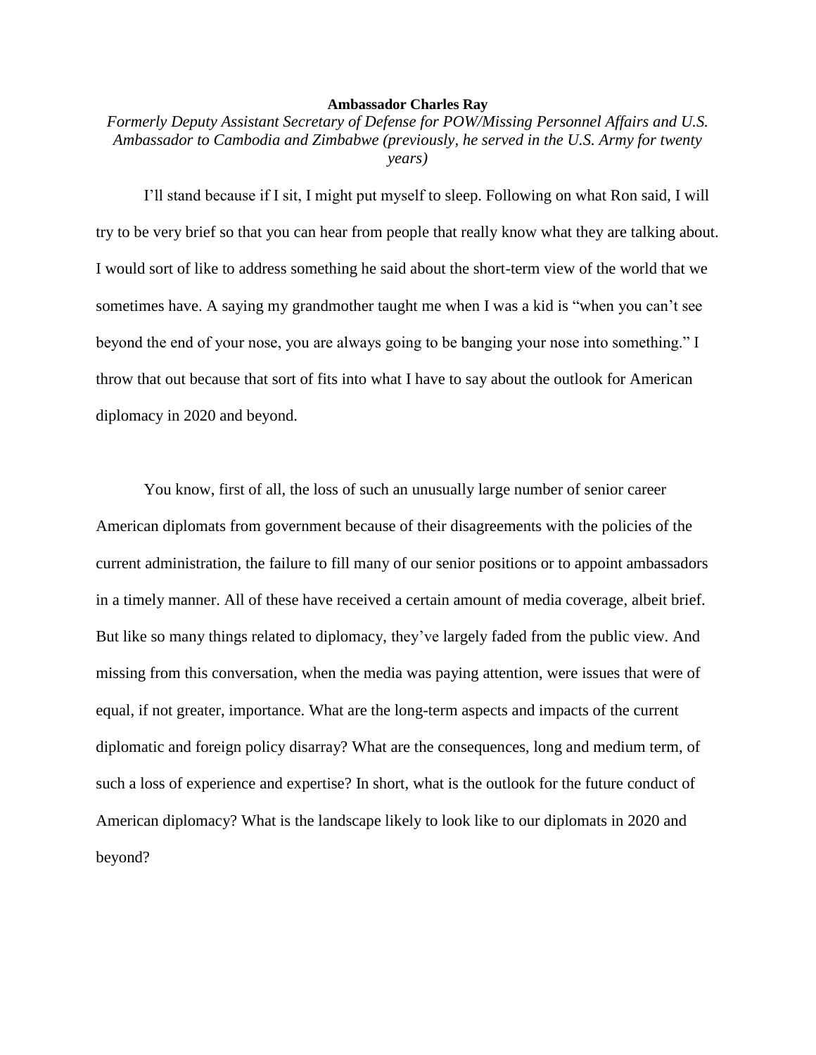**Ambassador Charles Ray**

*Formerly Deputy Assistant Secretary of Defense for POW/Missing Personnel Affairs and U.S. Ambassador to Cambodia and Zimbabwe (previously, he served in the U.S. Army for twenty years)*

I'll stand because if I sit, I might put myself to sleep. Following on what Ron said, I will try to be very brief so that you can hear from people that really know what they are talking about. I would sort of like to address something he said about the short-term view of the world that we sometimes have. A saying my grandmother taught me when I was a kid is "when you can't see beyond the end of your nose, you are always going to be banging your nose into something." I throw that out because that sort of fits into what I have to say about the outlook for American diplomacy in 2020 and beyond.

You know, first of all, the loss of such an unusually large number of senior career American diplomats from government because of their disagreements with the policies of the current administration, the failure to fill many of our senior positions or to appoint ambassadors in a timely manner. All of these have received a certain amount of media coverage, albeit brief. But like so many things related to diplomacy, they've largely faded from the public view. And missing from this conversation, when the media was paying attention, were issues that were of equal, if not greater, importance. What are the long-term aspects and impacts of the current diplomatic and foreign policy disarray? What are the consequences, long and medium term, of such a loss of experience and expertise? In short, what is the outlook for the future conduct of American diplomacy? What is the landscape likely to look like to our diplomats in 2020 and beyond?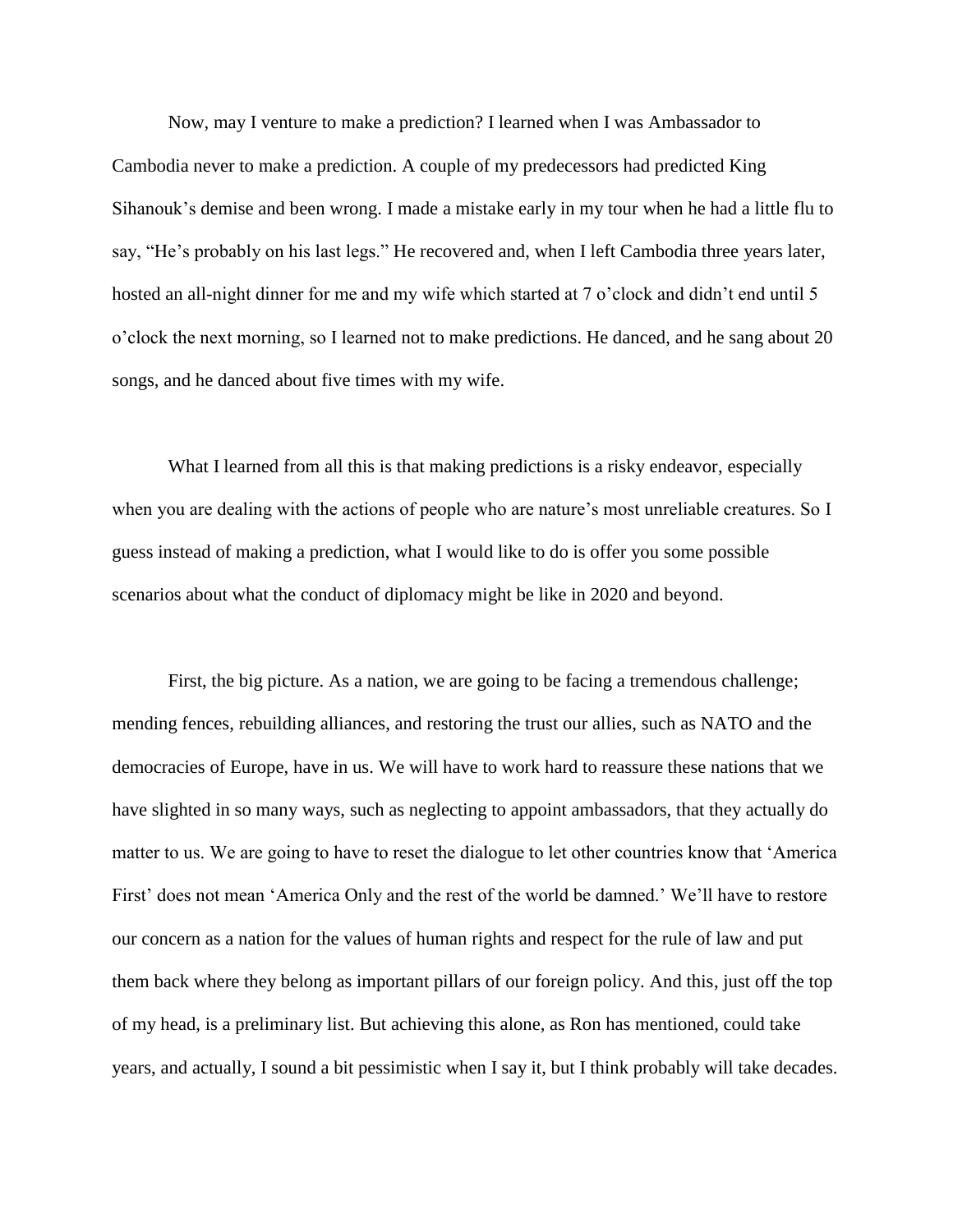Now, may I venture to make a prediction? I learned when I was Ambassador to Cambodia never to make a prediction. A couple of my predecessors had predicted King Sihanouk's demise and been wrong. I made a mistake early in my tour when he had a little flu to say, "He's probably on his last legs." He recovered and, when I left Cambodia three years later, hosted an all-night dinner for me and my wife which started at 7 o'clock and didn't end until 5 o'clock the next morning, so I learned not to make predictions. He danced, and he sang about 20 songs, and he danced about five times with my wife.

What I learned from all this is that making predictions is a risky endeavor, especially when you are dealing with the actions of people who are nature's most unreliable creatures. So I guess instead of making a prediction, what I would like to do is offer you some possible scenarios about what the conduct of diplomacy might be like in 2020 and beyond.

First, the big picture. As a nation, we are going to be facing a tremendous challenge; mending fences, rebuilding alliances, and restoring the trust our allies, such as NATO and the democracies of Europe, have in us. We will have to work hard to reassure these nations that we have slighted in so many ways, such as neglecting to appoint ambassadors, that they actually do matter to us. We are going to have to reset the dialogue to let other countries know that 'America First' does not mean 'America Only and the rest of the world be damned.' We'll have to restore our concern as a nation for the values of human rights and respect for the rule of law and put them back where they belong as important pillars of our foreign policy. And this, just off the top of my head, is a preliminary list. But achieving this alone, as Ron has mentioned, could take years, and actually, I sound a bit pessimistic when I say it, but I think probably will take decades.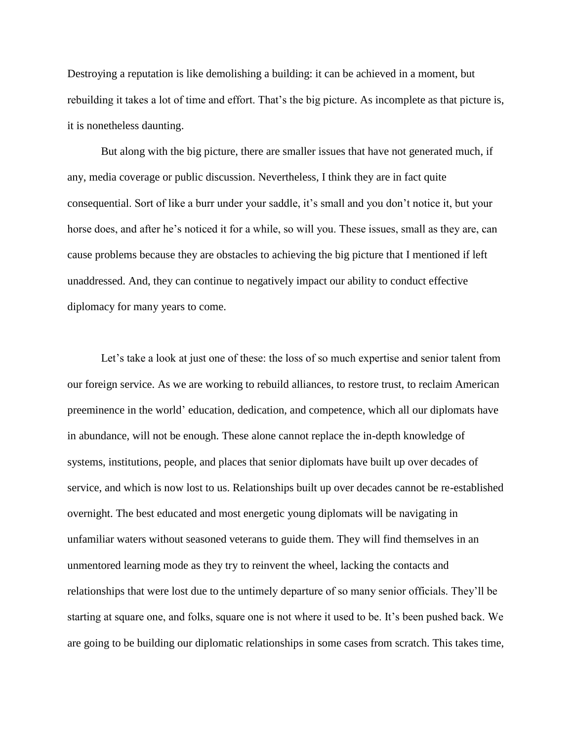Destroying a reputation is like demolishing a building: it can be achieved in a moment, but rebuilding it takes a lot of time and effort. That's the big picture. As incomplete as that picture is, it is nonetheless daunting.

But along with the big picture, there are smaller issues that have not generated much, if any, media coverage or public discussion. Nevertheless, I think they are in fact quite consequential. Sort of like a burr under your saddle, it's small and you don't notice it, but your horse does, and after he's noticed it for a while, so will you. These issues, small as they are, can cause problems because they are obstacles to achieving the big picture that I mentioned if left unaddressed. And, they can continue to negatively impact our ability to conduct effective diplomacy for many years to come.

Let's take a look at just one of these: the loss of so much expertise and senior talent from our foreign service. As we are working to rebuild alliances, to restore trust, to reclaim American preeminence in the world' education, dedication, and competence, which all our diplomats have in abundance, will not be enough. These alone cannot replace the in-depth knowledge of systems, institutions, people, and places that senior diplomats have built up over decades of service, and which is now lost to us. Relationships built up over decades cannot be re-established overnight. The best educated and most energetic young diplomats will be navigating in unfamiliar waters without seasoned veterans to guide them. They will find themselves in an unmentored learning mode as they try to reinvent the wheel, lacking the contacts and relationships that were lost due to the untimely departure of so many senior officials. They'll be starting at square one, and folks, square one is not where it used to be. It's been pushed back. We are going to be building our diplomatic relationships in some cases from scratch. This takes time,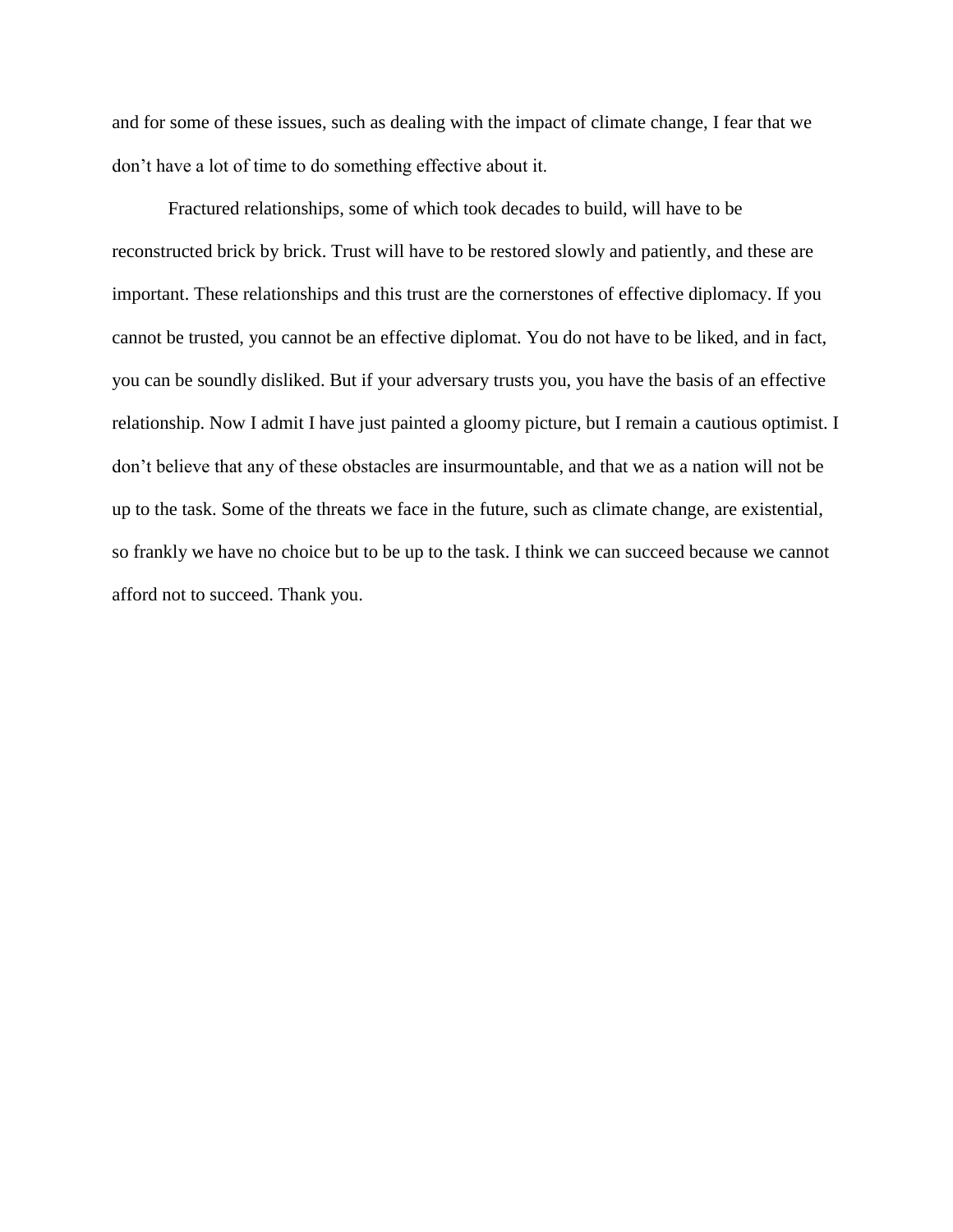and for some of these issues, such as dealing with the impact of climate change, I fear that we don't have a lot of time to do something effective about it.

Fractured relationships, some of which took decades to build, will have to be reconstructed brick by brick. Trust will have to be restored slowly and patiently, and these are important. These relationships and this trust are the cornerstones of effective diplomacy. If you cannot be trusted, you cannot be an effective diplomat. You do not have to be liked, and in fact, you can be soundly disliked. But if your adversary trusts you, you have the basis of an effective relationship. Now I admit I have just painted a gloomy picture, but I remain a cautious optimist. I don't believe that any of these obstacles are insurmountable, and that we as a nation will not be up to the task. Some of the threats we face in the future, such as climate change, are existential, so frankly we have no choice but to be up to the task. I think we can succeed because we cannot afford not to succeed. Thank you.